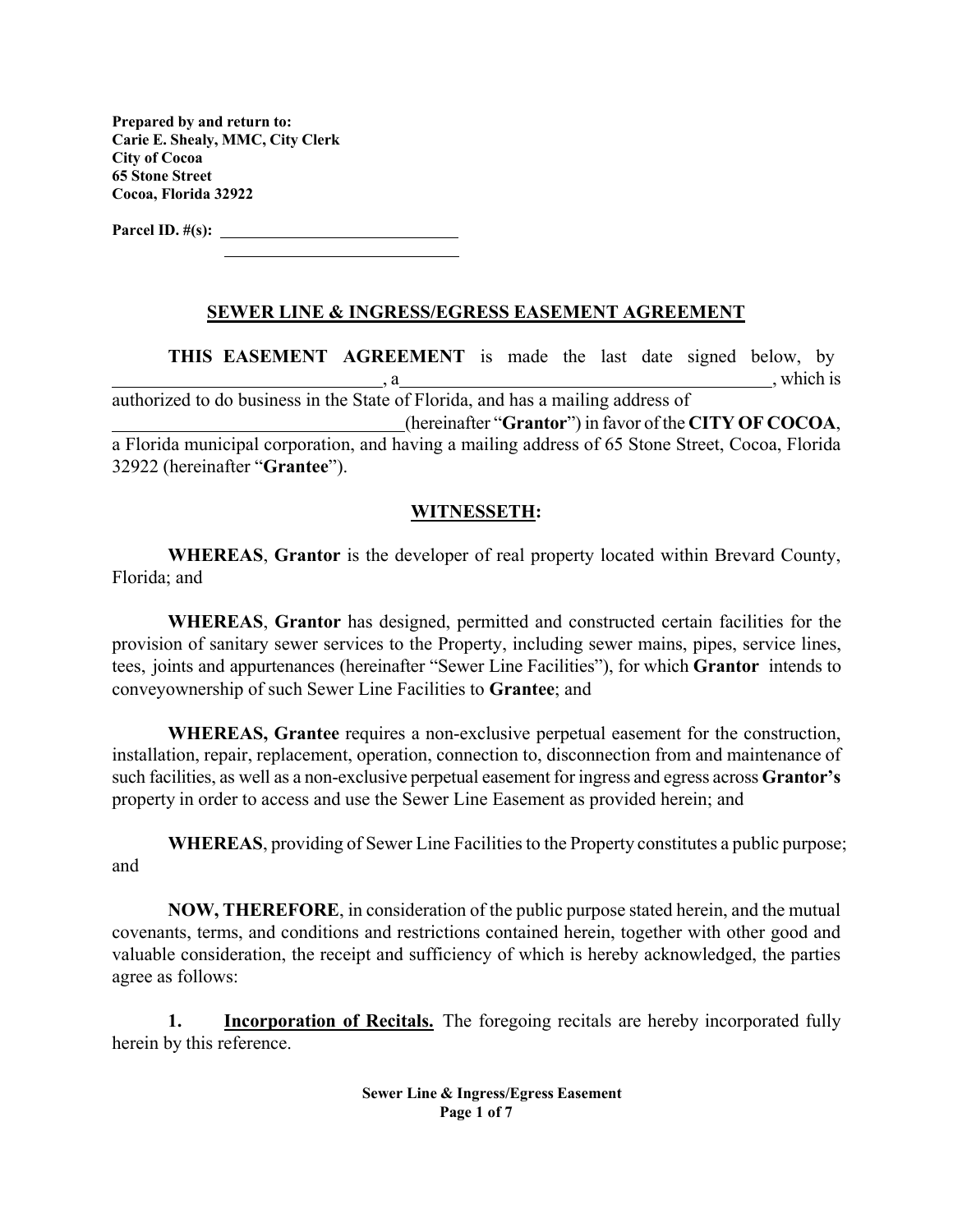**Prepared by and return to:**
**Carie E. Shealy, MMC, City Clerk**
**City of Cocoa**
**65 Stone Street**
**Cocoa, Florida 32922**

**Parcel ID. #(s):** ______________________________
______________________________

## SEWER LINE & INGRESS/EGRESS EASEMENT AGREEMENT

**THIS EASEMENT AGREEMENT** is made the last date signed below, by ______________________________, a ____________________________________________, which is authorized to do business in the State of Florida, and has a mailing address of ________________________________(hereinafter "**Grantor**") in favor of the **CITY OF COCOA**, a Florida municipal corporation, and having a mailing address of 65 Stone Street, Cocoa, Florida 32922 (hereinafter "**Grantee**").

## WITNESSETH:

**WHEREAS**, **Grantor** is the developer of real property located within Brevard County, Florida; and

**WHEREAS**, **Grantor** has designed, permitted and constructed certain facilities for the provision of sanitary sewer services to the Property, including sewer mains, pipes, service lines, tees, joints and appurtenances (hereinafter "Sewer Line Facilities"), for which **Grantor** intends to conveyownership of such Sewer Line Facilities to **Grantee**; and

**WHEREAS, Grantee** requires a non-exclusive perpetual easement for the construction, installation, repair, replacement, operation, connection to, disconnection from and maintenance of such facilities, as well as a non-exclusive perpetual easement for ingress and egress across **Grantor's** property in order to access and use the Sewer Line Easement as provided herein; and

**WHEREAS**, providing of Sewer Line Facilities to the Property constitutes a public purpose; and

**NOW, THEREFORE**, in consideration of the public purpose stated herein, and the mutual covenants, terms, and conditions and restrictions contained herein, together with other good and valuable consideration, the receipt and sufficiency of which is hereby acknowledged, the parties agree as follows:

**1. Incorporation of Recitals.** The foregoing recitals are hereby incorporated fully herein by this reference.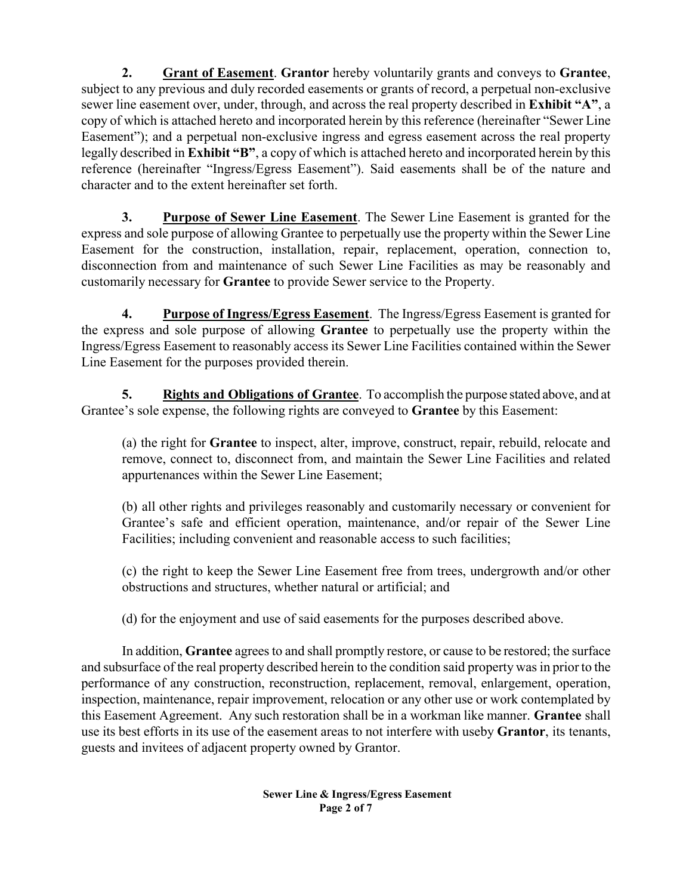**2. Grant of Easement**. **Grantor** hereby voluntarily grants and conveys to **Grantee**, subject to any previous and duly recorded easements or grants of record, a perpetual non-exclusive sewer line easement over, under, through, and across the real property described in **Exhibit "A"**, a copy of which is attached hereto and incorporated herein by this reference (hereinafter "Sewer Line Easement"); and a perpetual non-exclusive ingress and egress easement across the real property legally described in **Exhibit "B"**, a copy of which is attached hereto and incorporated herein by this reference (hereinafter "Ingress/Egress Easement"). Said easements shall be of the nature and character and to the extent hereinafter set forth.

**3. Purpose of Sewer Line Easement**. The Sewer Line Easement is granted for the express and sole purpose of allowing Grantee to perpetually use the property within the Sewer Line Easement for the construction, installation, repair, replacement, operation, connection to, disconnection from and maintenance of such Sewer Line Facilities as may be reasonably and customarily necessary for **Grantee** to provide Sewer service to the Property.

**4. Purpose of Ingress/Egress Easement**. The Ingress/Egress Easement is granted for the express and sole purpose of allowing **Grantee** to perpetually use the property within the Ingress/Egress Easement to reasonably access its Sewer Line Facilities contained within the Sewer Line Easement for the purposes provided therein.

**5. Rights and Obligations of Grantee**. To accomplish the purpose stated above, and at Grantee's sole expense, the following rights are conveyed to **Grantee** by this Easement:

(a) the right for **Grantee** to inspect, alter, improve, construct, repair, rebuild, relocate and remove, connect to, disconnect from, and maintain the Sewer Line Facilities and related appurtenances within the Sewer Line Easement;

(b) all other rights and privileges reasonably and customarily necessary or convenient for Grantee's safe and efficient operation, maintenance, and/or repair of the Sewer Line Facilities; including convenient and reasonable access to such facilities;

(c) the right to keep the Sewer Line Easement free from trees, undergrowth and/or other obstructions and structures, whether natural or artificial; and

(d) for the enjoyment and use of said easements for the purposes described above.

In addition, **Grantee** agrees to and shall promptly restore, or cause to be restored; the surface and subsurface of the real property described herein to the condition said property was in prior to the performance of any construction, reconstruction, replacement, removal, enlargement, operation, inspection, maintenance, repair improvement, relocation or any other use or work contemplated by this Easement Agreement. Any such restoration shall be in a workman like manner. **Grantee** shall use its best efforts in its use of the easement areas to not interfere with useby **Grantor**, its tenants, guests and invitees of adjacent property owned by Grantor.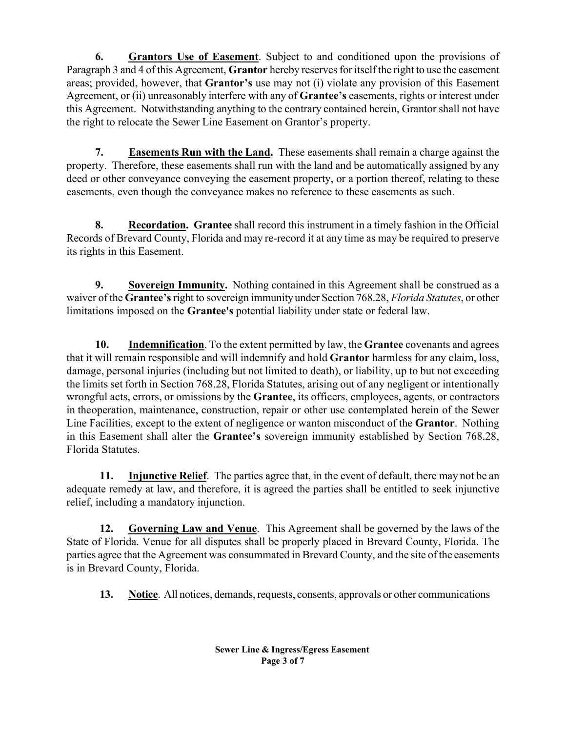**6. Grantors Use of Easement**. Subject to and conditioned upon the provisions of Paragraph 3 and 4 of this Agreement, **Grantor** hereby reserves for itself the right to use the easement areas; provided, however, that **Grantor's** use may not (i) violate any provision of this Easement Agreement, or (ii) unreasonably interfere with any of **Grantee's** easements, rights or interest under this Agreement. Notwithstanding anything to the contrary contained herein, Grantor shall not have the right to relocate the Sewer Line Easement on Grantor's property.

**7. Easements Run with the Land.** These easements shall remain a charge against the property. Therefore, these easements shall run with the land and be automatically assigned by any deed or other conveyance conveying the easement property, or a portion thereof, relating to these easements, even though the conveyance makes no reference to these easements as such.

**8. Recordation. Grantee** shall record this instrument in a timely fashion in the Official Records of Brevard County, Florida and may re-record it at any time as may be required to preserve its rights in this Easement.

**9. Sovereign Immunity.** Nothing contained in this Agreement shall be construed as a waiver of the **Grantee's** right to sovereign immunity under Section 768.28, *Florida Statutes*, or other limitations imposed on the **Grantee's** potential liability under state or federal law.

**10. Indemnification**. To the extent permitted by law, the **Grantee** covenants and agrees that it will remain responsible and will indemnify and hold **Grantor** harmless for any claim, loss, damage, personal injuries (including but not limited to death), or liability, up to but not exceeding the limits set forth in Section 768.28, Florida Statutes, arising out of any negligent or intentionally wrongful acts, errors, or omissions by the **Grantee**, its officers, employees, agents, or contractors in theoperation, maintenance, construction, repair or other use contemplated herein of the Sewer Line Facilities, except to the extent of negligence or wanton misconduct of the **Grantor**. Nothing in this Easement shall alter the **Grantee's** sovereign immunity established by Section 768.28, Florida Statutes.

**11. Injunctive Relief**. The parties agree that, in the event of default, there may not be an adequate remedy at law, and therefore, it is agreed the parties shall be entitled to seek injunctive relief, including a mandatory injunction.

**12. Governing Law and Venue**. This Agreement shall be governed by the laws of the State of Florida. Venue for all disputes shall be properly placed in Brevard County, Florida. The parties agree that the Agreement was consummated in Brevard County, and the site of the easements is in Brevard County, Florida.

**13. Notice**. All notices, demands, requests, consents, approvals or other communications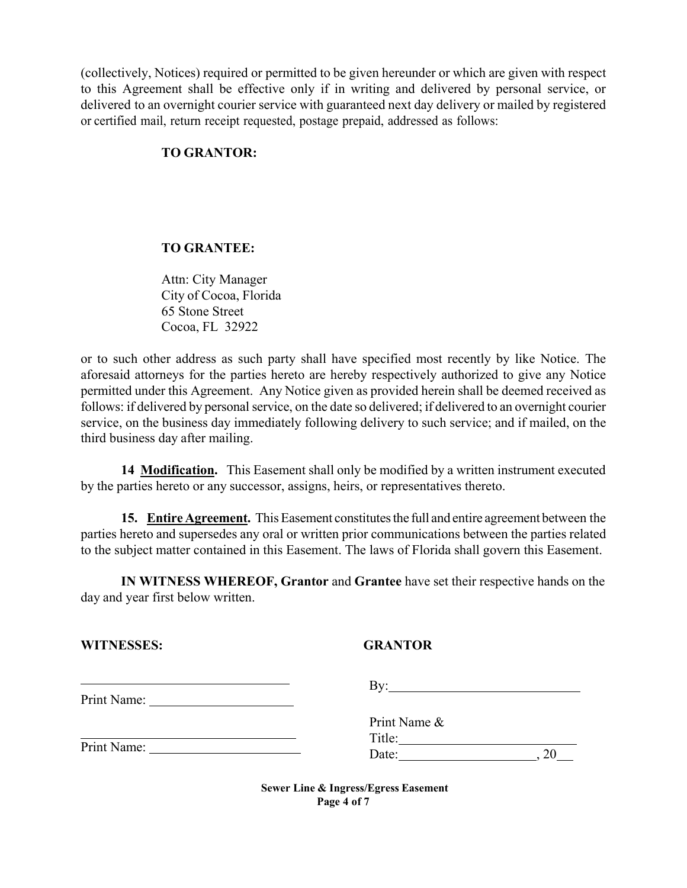(collectively, Notices) required or permitted to be given hereunder or which are given with respect to this Agreement shall be effective only if in writing and delivered by personal service, or delivered to an overnight courier service with guaranteed next day delivery or mailed by registered or certified mail, return receipt requested, postage prepaid, addressed as follows:

**TO GRANTOR:**

**TO GRANTEE:**

Attn: City Manager
City of Cocoa, Florida
65 Stone Street
Cocoa, FL 32922

or to such other address as such party shall have specified most recently by like Notice. The aforesaid attorneys for the parties hereto are hereby respectively authorized to give any Notice permitted under this Agreement. Any Notice given as provided herein shall be deemed received as follows: if delivered by personal service, on the date so delivered; if delivered to an overnight courier service, on the business day immediately following delivery to such service; and if mailed, on the third business day after mailing.

**14 Modification.** This Easement shall only be modified by a written instrument executed by the parties hereto or any successor, assigns, heirs, or representatives thereto.

**15. Entire Agreement.** This Easement constitutes the full and entire agreement between the parties hereto and supersedes any oral or written prior communications between the parties related to the subject matter contained in this Easement. The laws of Florida shall govern this Easement.

**IN WITNESS WHEREOF, Grantor** and **Grantee** have set their respective hands on the day and year first below written.

**WITNESSES:**

______________________________
Print Name: ____________________

______________________________
Print Name: ____________________

**GRANTOR**

By: ____________________________

Print Name &
Title: __________________________
Date: ___________________, 20___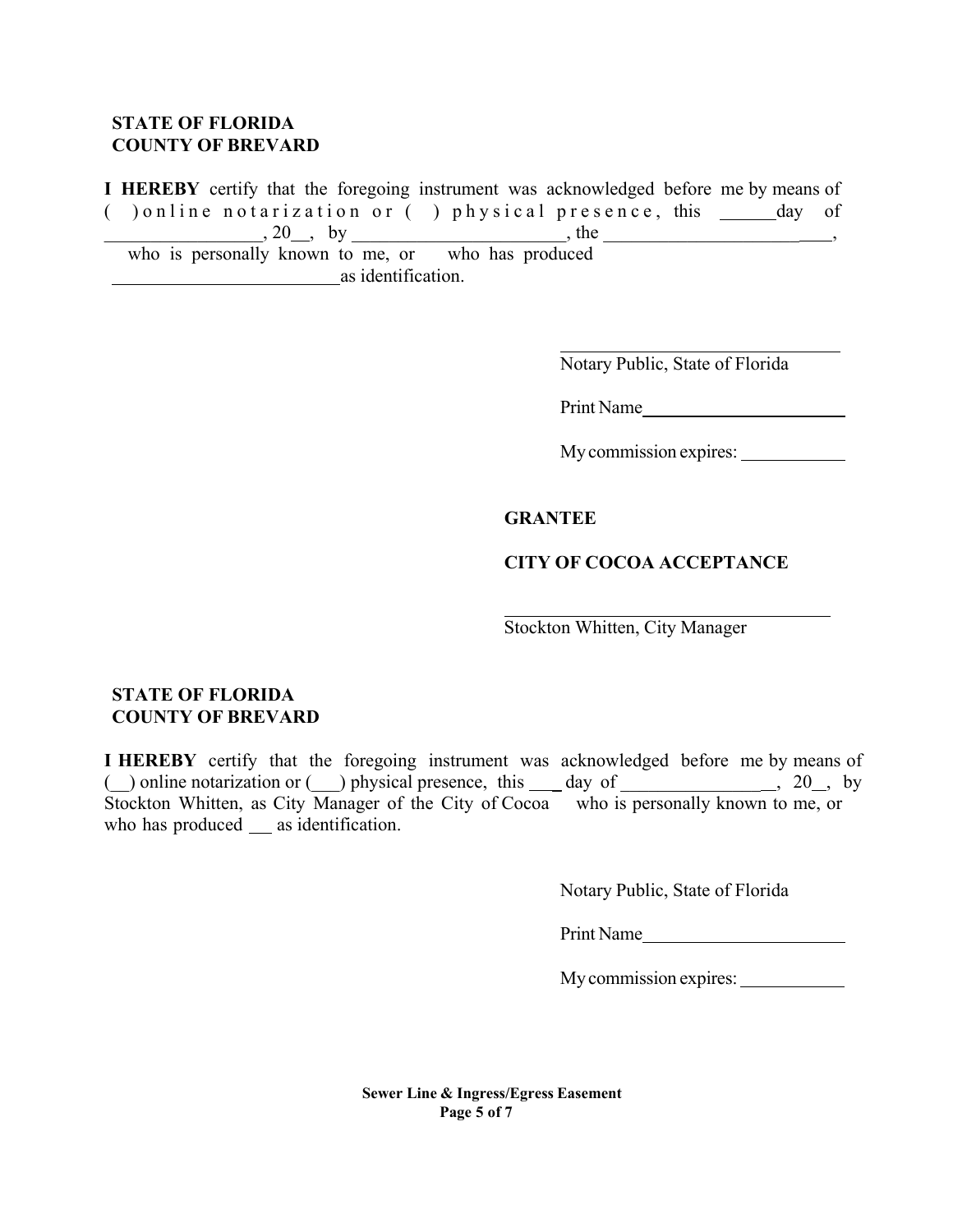**STATE OF FLORIDA**
**COUNTY OF BREVARD**

**I HEREBY** certify that the foregoing instrument was acknowledged before me by means of ( ) online notarization or ( ) physical presence, this ______day of _________________, 20__, by _______________________, the _________________________, who is personally known to me, or who has produced _________________________as identification.

_____________________________
Notary Public, State of Florida

Print Name_____________________

My commission expires: ___________

**GRANTEE**

**CITY OF COCOA ACCEPTANCE**

_________________________________
Stockton Whitten, City Manager

**STATE OF FLORIDA**
**COUNTY OF BREVARD**

**I HEREBY** certify that the foregoing instrument was acknowledged before me by means of (__) online notarization or (___) physical presence, this ___ day of ________________, 20__, by Stockton Whitten, as City Manager of the City of Cocoa who is personally known to me, or who has produced __ as identification.

Notary Public, State of Florida

Print Name_____________________

My commission expires: ___________

**Sewer Line & Ingress/Egress Easement**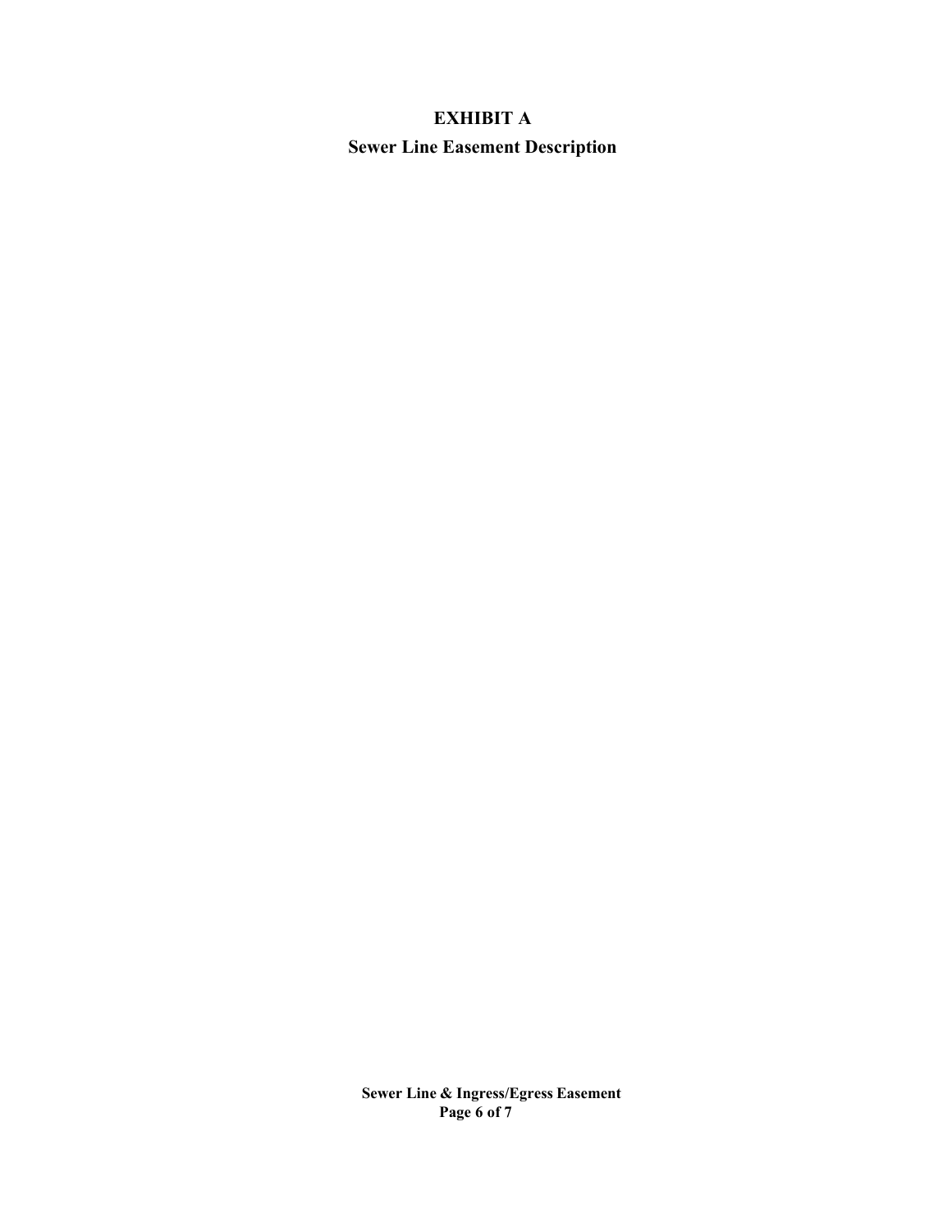# EXHIBIT A

## Sewer Line Easement Description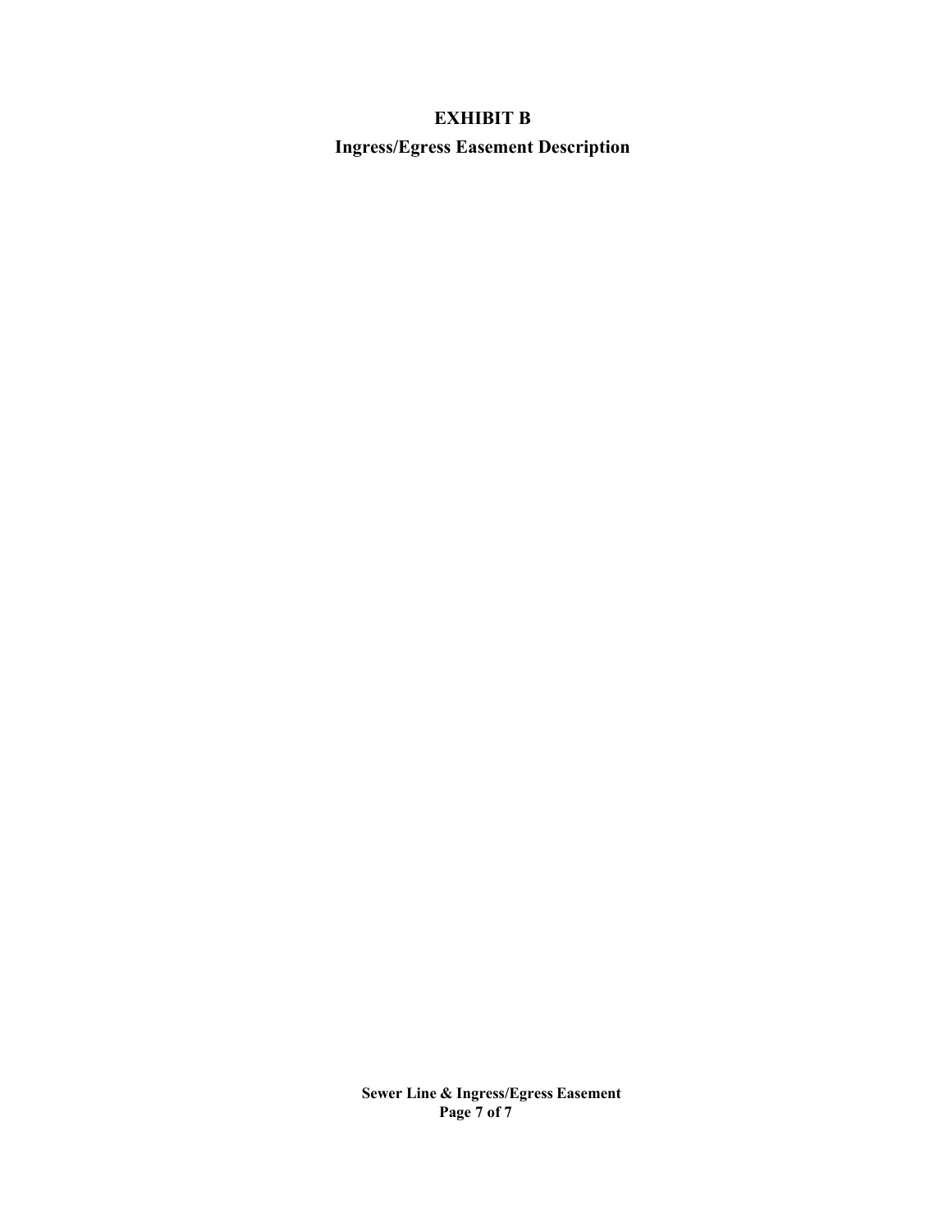# EXHIBIT B

## Ingress/Egress Easement Description